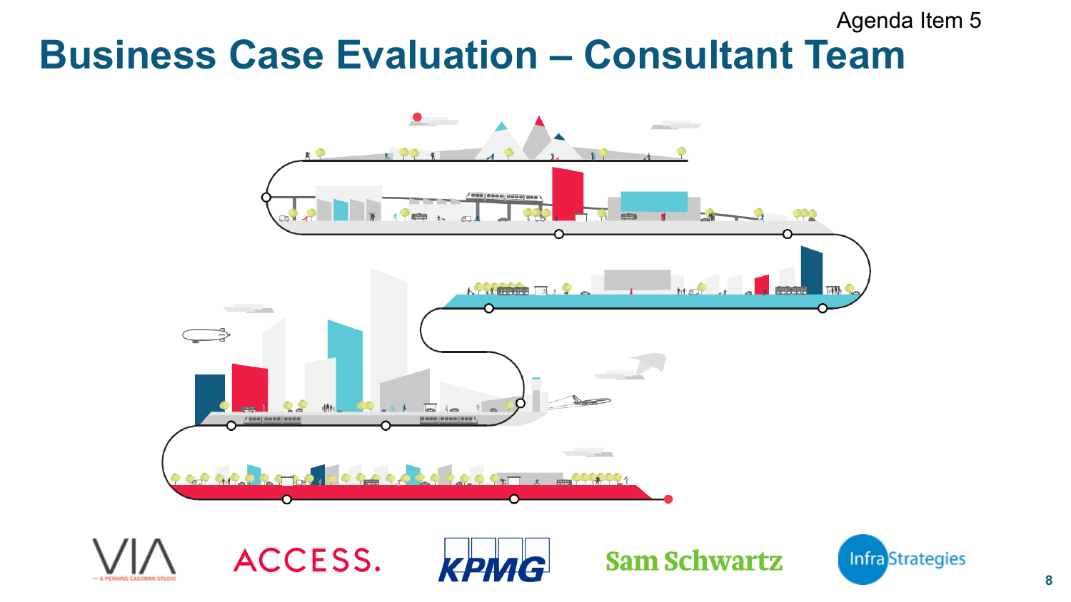Agenda Item 5

# Business Case Evaluation – Consultant Team

VIA — A PERKINS EASTMAN STUDIO

ACCESS.

KPMG

Sam Schwartz

InfraStrategies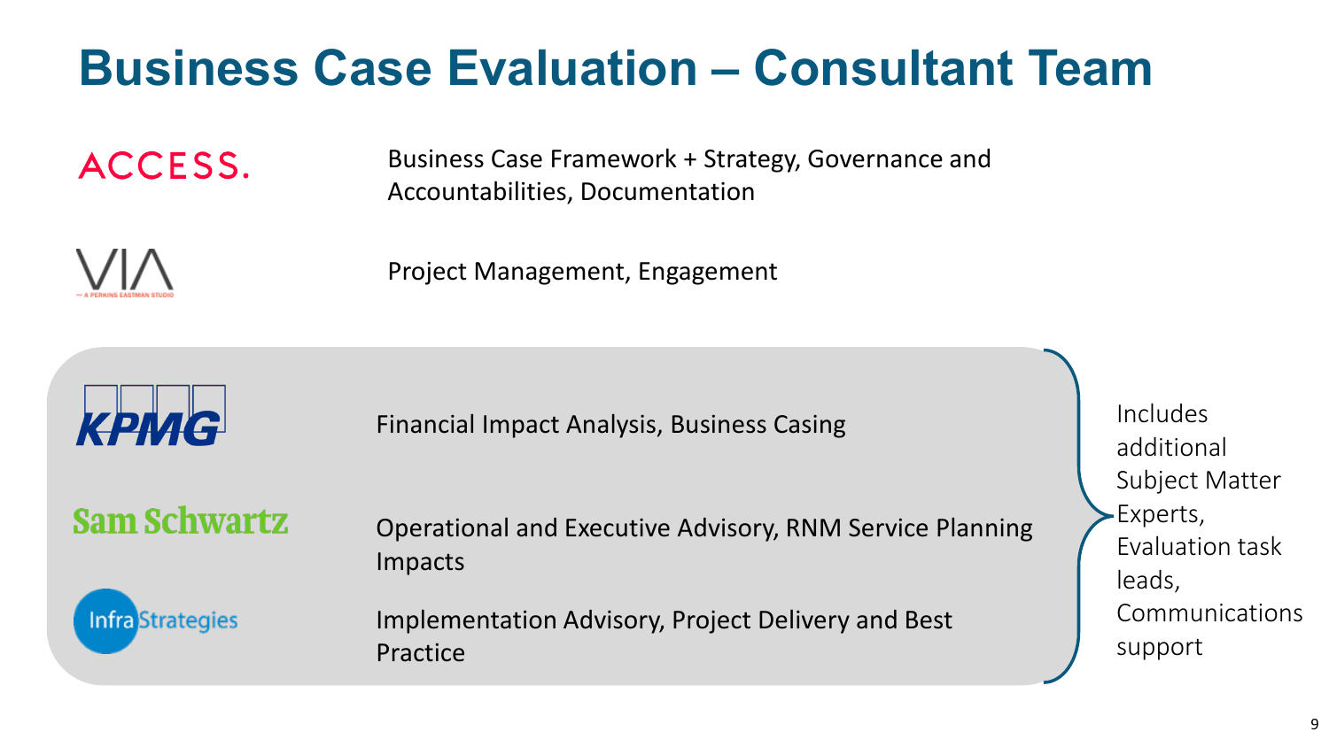# Business Case Evaluation – Consultant Team

| Consultant | Role |
| --- | --- |
| ACCESS. | Business Case Framework + Strategy, Governance and Accountabilities, Documentation |
| VIA — A PERKINS EASTMAN STUDIO | Project Management, Engagement |
| KPMG | Financial Impact Analysis, Business Casing |
| Sam Schwartz | Operational and Executive Advisory, RNM Service Planning Impacts |
| InfraStrategies | Implementation Advisory, Project Delivery and Best Practice |

KPMG, Sam Schwartz and InfraStrategies: Includes additional Subject Matter Experts, Evaluation task leads, Communications support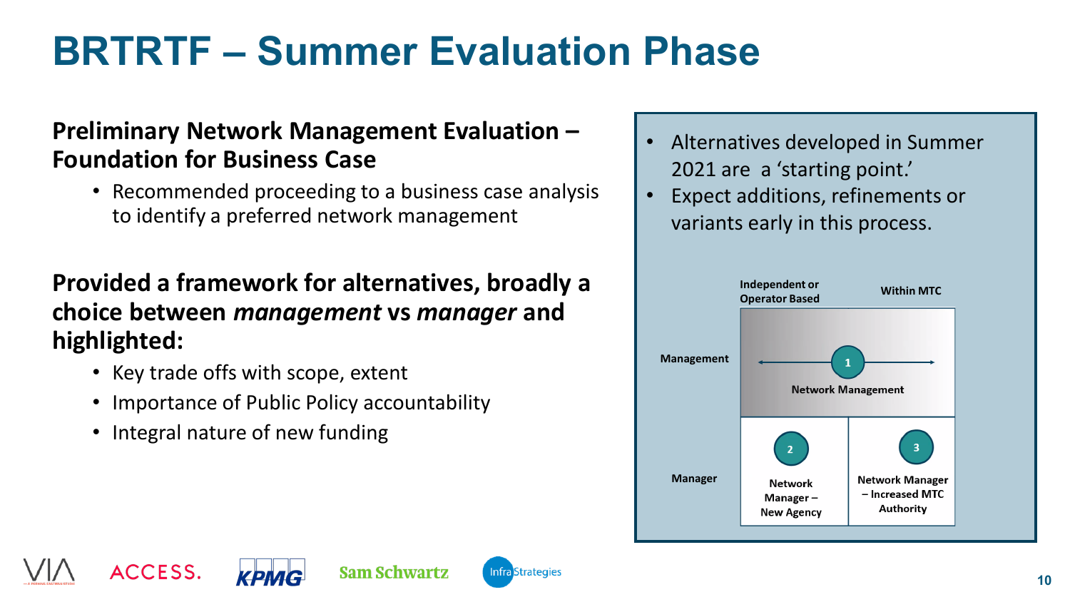# BRTRTF – Summer Evaluation Phase

**Preliminary Network Management Evaluation – Foundation for Business Case**

- Recommended proceeding to a business case analysis to identify a preferred network management

**Provided a framework for alternatives, broadly a choice between *management* vs *manager* and highlighted:**

- Key trade offs with scope, extent
- Importance of Public Policy accountability
- Integral nature of new funding

- Alternatives developed in Summer 2021 are a 'starting point.'
- Expect additions, refinements or variants early in this process.

| | Independent or Operator Based | Within MTC |
|---|---|---|
| Management | 1 Network Management | |
| Manager | 2 Network Manager – New Agency | 3 Network Manager – Increased MTC Authority |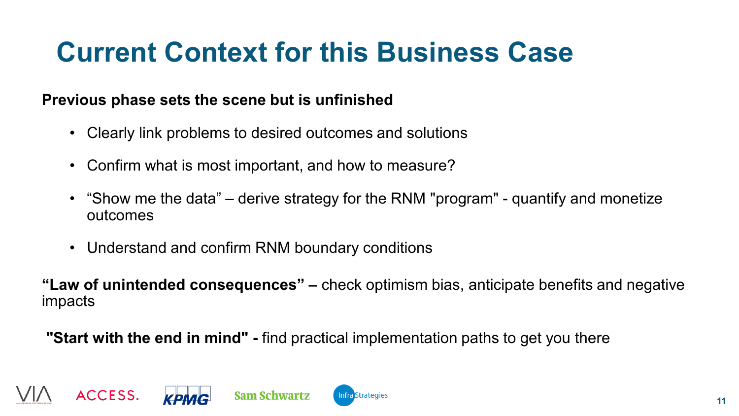# Current Context for this Business Case

**Previous phase sets the scene but is unfinished**

- Clearly link problems to desired outcomes and solutions
- Confirm what is most important, and how to measure?
- “Show me the data” – derive strategy for the RNM "program" - quantify and monetize outcomes
- Understand and confirm RNM boundary conditions

**“Law of unintended consequences” –** check optimism bias, anticipate benefits and negative impacts

**"Start with the end in mind" -** find practical implementation paths to get you there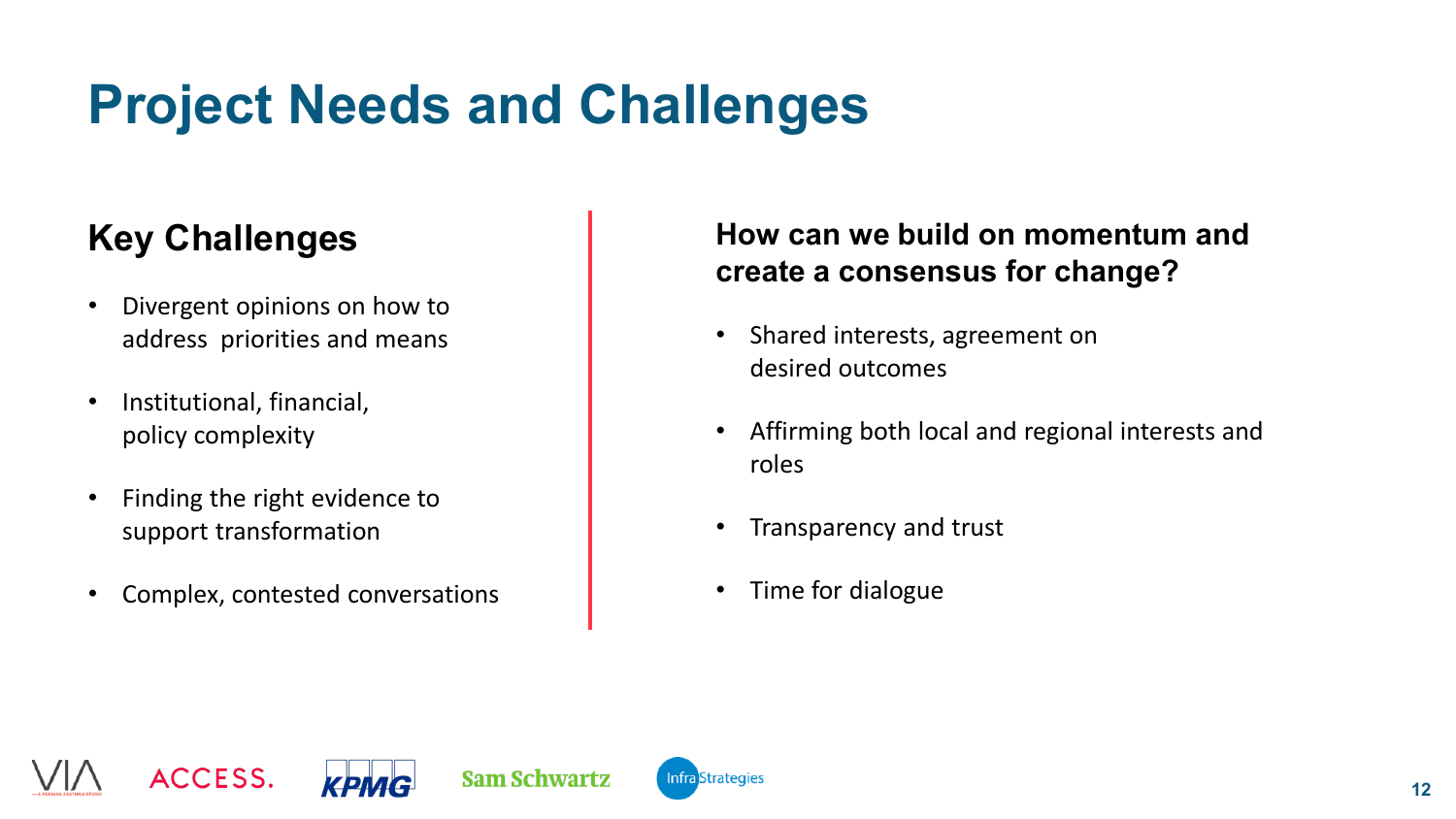# Project Needs and Challenges

## Key Challenges

- Divergent opinions on how to address priorities and means
- Institutional, financial, policy complexity
- Finding the right evidence to support transformation
- Complex, contested conversations

## How can we build on momentum and create a consensus for change?

- Shared interests, agreement on desired outcomes
- Affirming both local and regional interests and roles
- Transparency and trust
- Time for dialogue

VIA ACCESS. KPMG Sam Schwartz InfraStrategies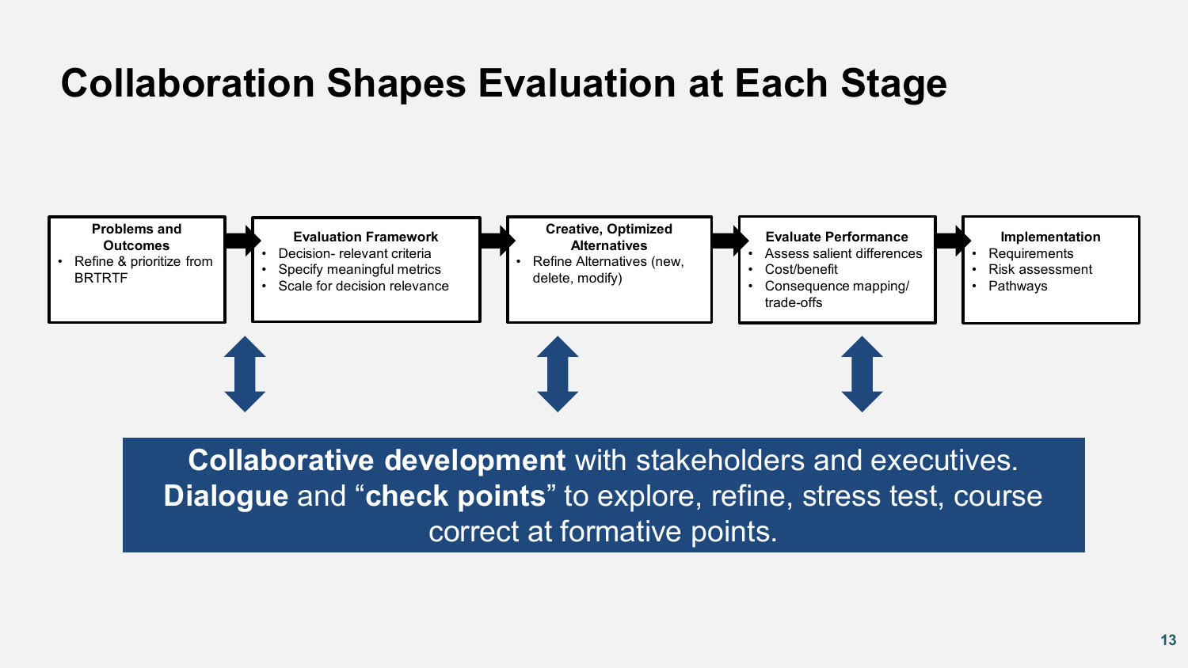# Collaboration Shapes Evaluation at Each Stage

**Problems and Outcomes**
- Refine & prioritize from BRTRTF

**Evaluation Framework**
- Decision- relevant criteria
- Specify meaningful metrics
- Scale for decision relevance

**Creative, Optimized Alternatives**
- Refine Alternatives (new, delete, modify)

**Evaluate Performance**
- Assess salient differences
- Cost/benefit
- Consequence mapping/ trade-offs

**Implementation**
- Requirements
- Risk assessment
- Pathways

**Collaborative development** with stakeholders and executives. **Dialogue** and “**check points**” to explore, refine, stress test, course correct at formative points.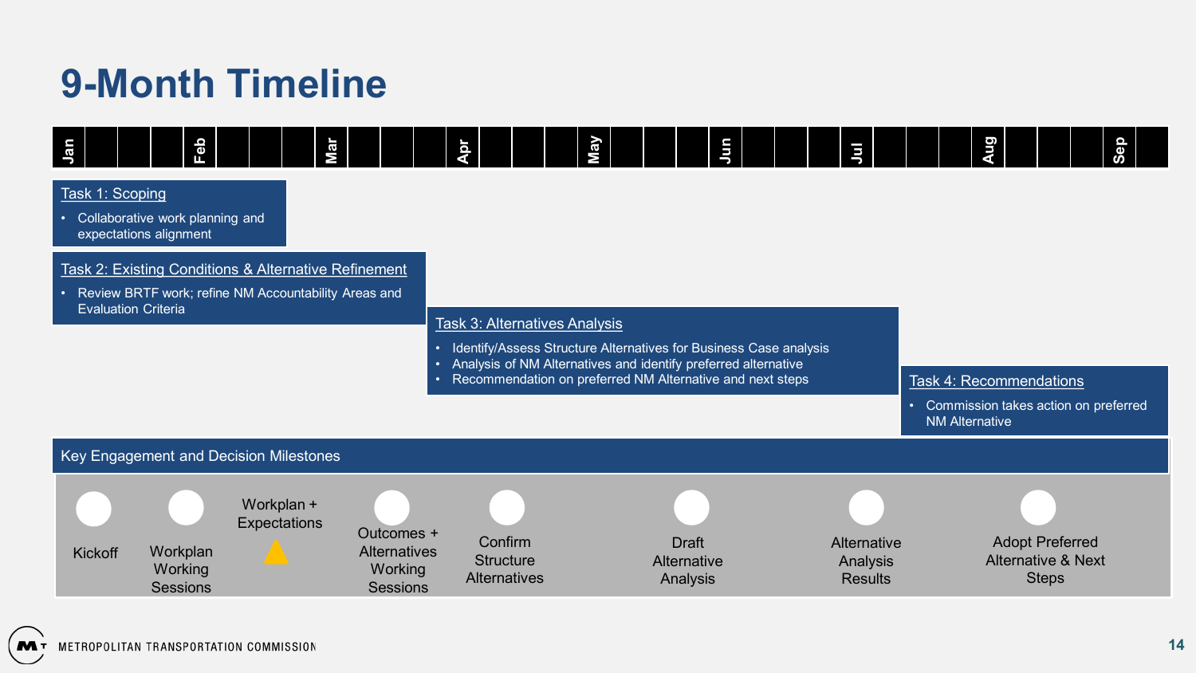# 9-Month Timeline

| Jan | | | | Feb | | | | Mar | | | | Apr | | | | May | | | | Jun | | | | Jul | | | | Aug | | | | Sep | |
|---|---|---|---|---|---|---|---|---|---|---|---|---|---|---|---|---|---|---|---|---|---|---|---|---|---|---|---|---|---|---|---|---|---|

**Task 1: Scoping**

- Collaborative work planning and expectations alignment

**Task 2: Existing Conditions & Alternative Refinement**

- Review BRTF work; refine NM Accountability Areas and Evaluation Criteria

**Task 3: Alternatives Analysis**

- Identify/Assess Structure Alternatives for Business Case analysis
- Analysis of NM Alternatives and identify preferred alternative
- Recommendation on preferred NM Alternative and next steps

**Task 4: Recommendations**

- Commission takes action on preferred NM Alternative

**Key Engagement and Decision Milestones**

- Kickoff
- Workplan Working Sessions
- Workplan + Expectations
- Outcomes + Alternatives Working Sessions
- Confirm Structure Alternatives
- Draft Alternative Analysis
- Alternative Analysis Results
- Adopt Preferred Alternative & Next Steps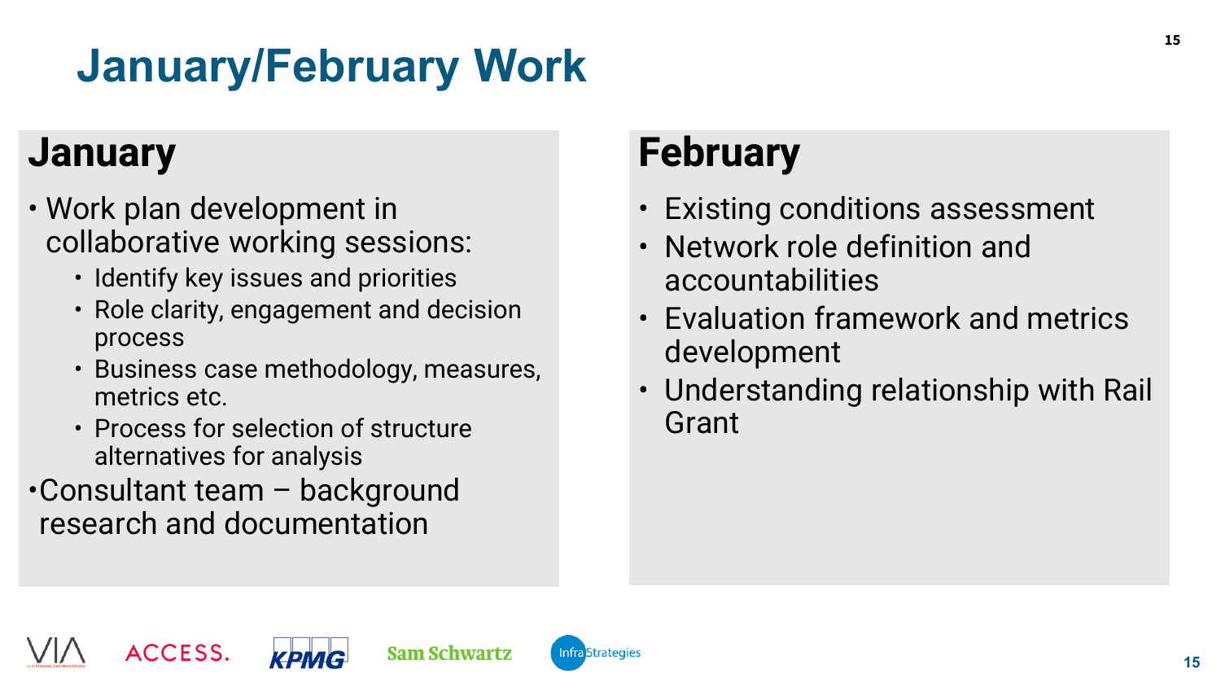# January/February Work

## January

- Work plan development in collaborative working sessions:
  - Identify key issues and priorities
  - Role clarity, engagement and decision process
  - Business case methodology, measures, metrics etc.
  - Process for selection of structure alternatives for analysis
- Consultant team – background research and documentation

## February

- Existing conditions assessment
- Network role definition and accountabilities
- Evaluation framework and metrics development
- Understanding relationship with Rail Grant

VIA ACCESS. KPMG Sam Schwartz InfraStrategies